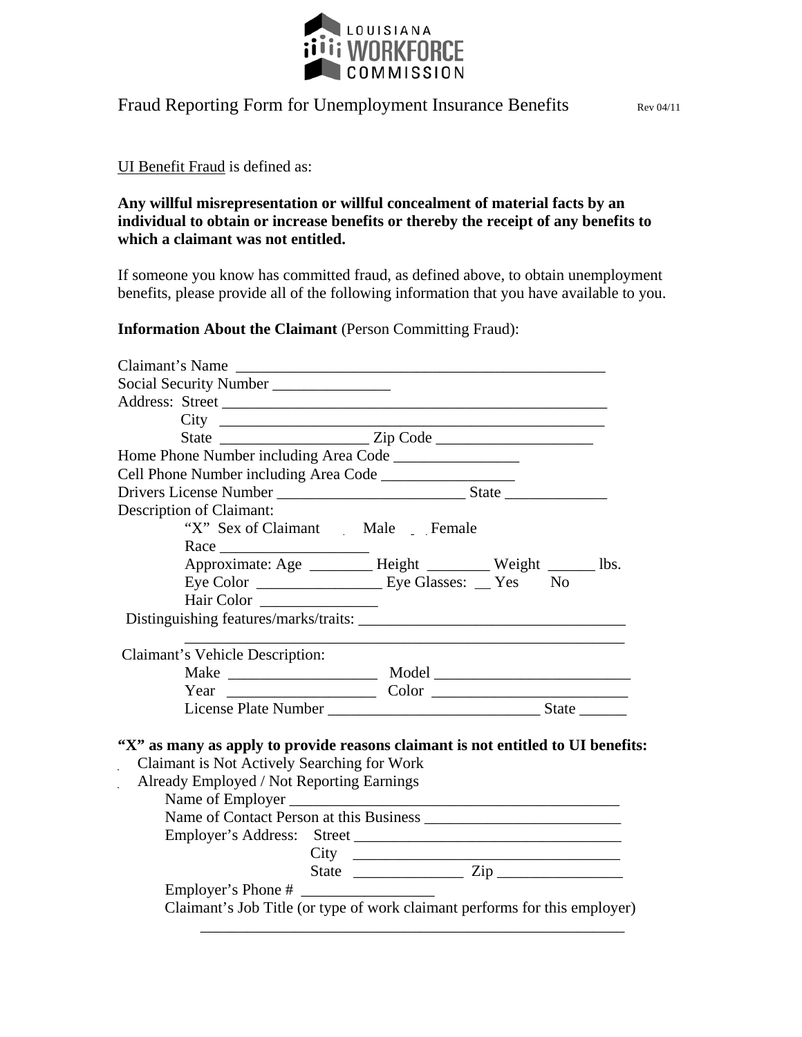LOUISIANA WORKFORCE COMMISSION

# Fraud Reporting Form for Unemployment Insurance Benefits

Rev 04/11

UI Benefit Fraud is defined as:

**Any willful misrepresentation or willful concealment of material facts by an individual to obtain or increase benefits or thereby the receipt of any benefits to which a claimant was not entitled.**

If someone you know has committed fraud, as defined above, to obtain unemployment benefits, please provide all of the following information that you have available to you.

**Information About the Claimant** (Person Committing Fraud):

Claimant's Name ______________________________________________

Social Security Number _______________

Address: Street ______________________________________________

City ______________________________________________

State __________________ Zip Code ___________________

Home Phone Number including Area Code ________________

Cell Phone Number including Area Code ________________

Drivers License Number ________________________ State _____________

Description of Claimant:

"X" Sex of Claimant Male Female

Race __________________

Approximate: Age ________ Height ________ Weight ______ lbs.

Eye Color _______________ Eye Glasses: __ Yes No

Hair Color _______________

Distinguishing features/marks/traits: _________________________________

_________________________________________________________

Claimant's Vehicle Description:

Make __________________ Model _________________________

Year __________________ Color _________________________

License Plate Number ___________________________ State ______

**"X" as many as apply to provide reasons claimant is not entitled to UI benefits:**

Claimant is Not Actively Searching for Work

Already Employed / Not Reporting Earnings

Name of Employer ___________________________________________

Name of Contact Person at this Business _________________________

Employer's Address: Street __________________________________

City __________________________________

State ______________ Zip ________________

Employer's Phone # _________________

Claimant's Job Title (or type of work claimant performs for this employer)

_________________________________________________________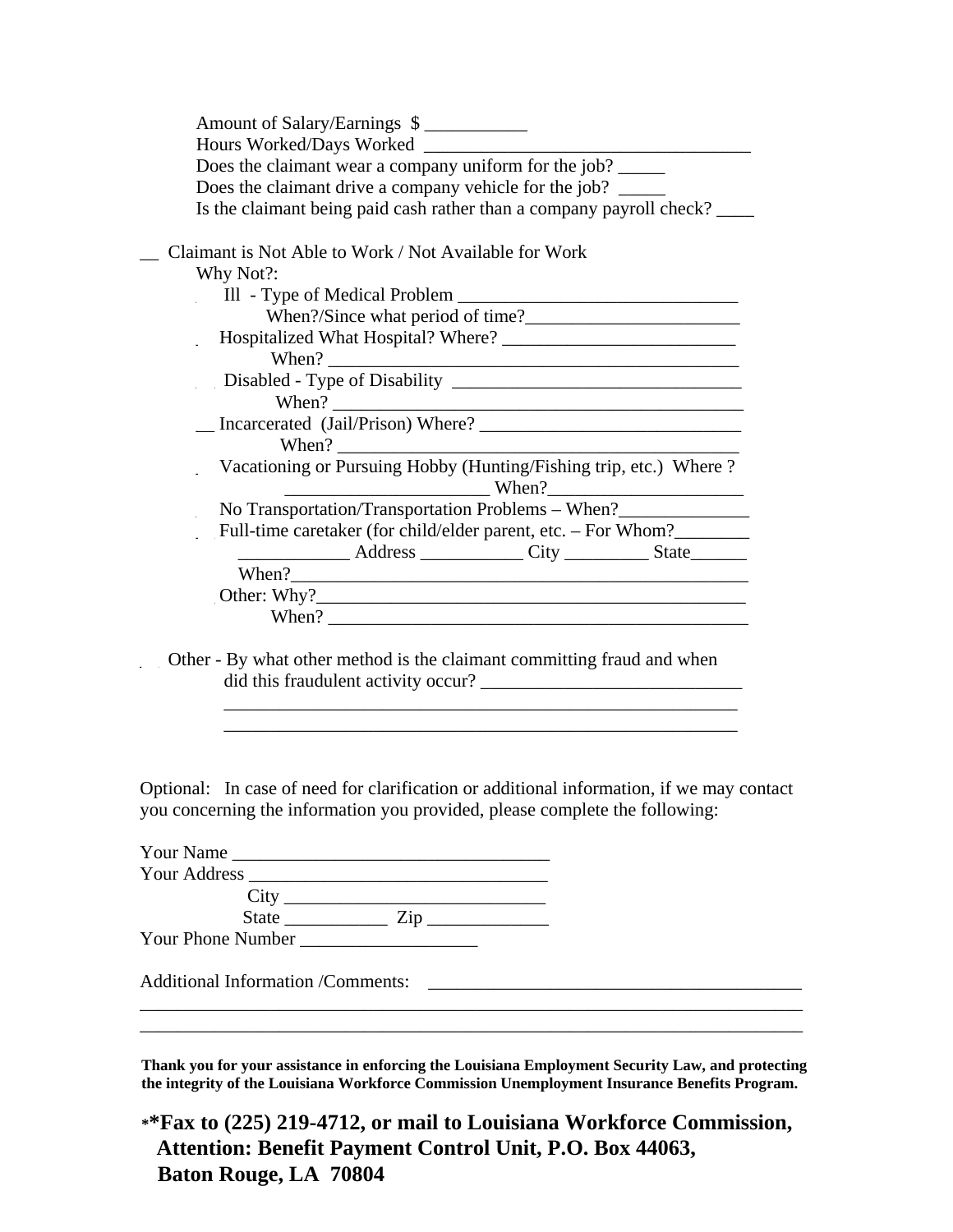Amount of Salary/Earnings $ ___________
Hours Worked/Days Worked ___________________________________
Does the claimant wear a company uniform for the job? _____
Does the claimant drive a company vehicle for the job? _____
Is the claimant being paid cash rather than a company payroll check? ____

__ Claimant is Not Able to Work / Not Available for Work

Why Not?:

Ill - Type of Medical Problem ______________________________
When?/Since what period of time?_______________________

Hospitalized What Hospital? Where? _________________________
When? ____________________________________________

Disabled - Type of Disability _______________________________
When? ____________________________________________

__ Incarcerated (Jail/Prison) Where? ____________________________
When? ___________________________________________

Vacationing or Pursuing Hobby (Hunting/Fishing trip, etc.) Where ?
______________________ When?____________________

No Transportation/Transportation Problems – When?_____________

Full-time caretaker (for child/elder parent, etc. – For Whom?________
___________ Address ___________ City _________ State______
When?_______________________________________________

Other: Why?_____________________________________________
When? _____________________________________________

Other - By what other method is the claimant committing fraud and when did this fraudulent activity occur? ____________________________
________________________________________________________
________________________________________________________

Optional: In case of need for clarification or additional information, if we may contact you concerning the information you provided, please complete the following:

Your Name _________________________________
Your Address _______________________________
City ____________________________
State ___________ Zip _____________
Your Phone Number ___________________

Additional Information /Comments: ________________________________________
__________________________________________________________________________
__________________________________________________________________________

**Thank you for your assistance in enforcing the Louisiana Employment Security Law, and protecting the integrity of the Louisiana Workforce Commission Unemployment Insurance Benefits Program.**

****Fax to (225) 219-4712, or mail to Louisiana Workforce Commission, Attention: Benefit Payment Control Unit, P.O. Box 44063, Baton Rouge, LA 70804**